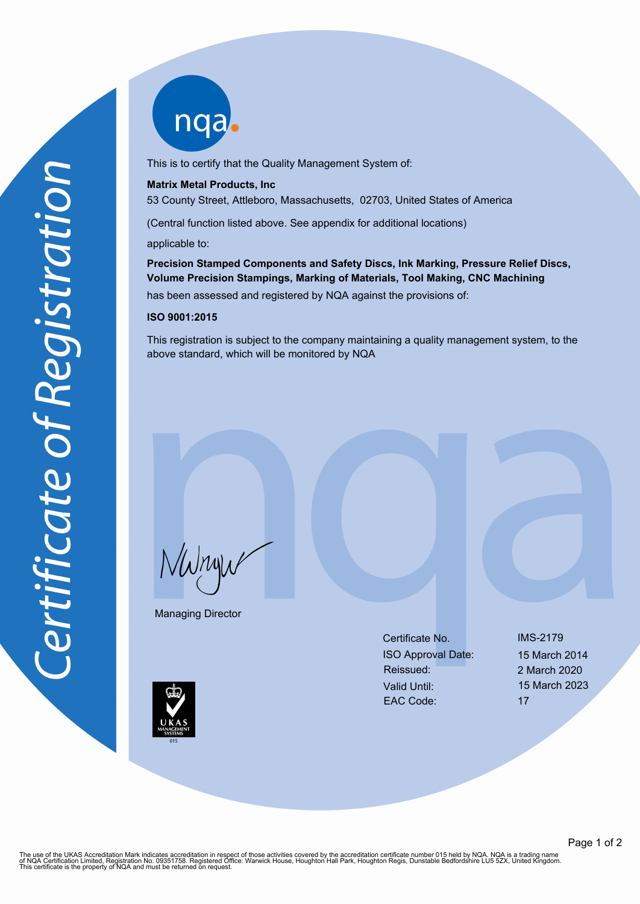# Certificate of Registration

nqa

This is to certify that the Quality Management System of:

**Matrix Metal Products, Inc**

53 County Street, Attleboro, Massachusetts, 02703, United States of America

(Central function listed above. See appendix for additional locations)

applicable to:

**Precision Stamped Components and Safety Discs, Ink Marking, Pressure Relief Discs, Volume Precision Stampings, Marking of Materials, Tool Making, CNC Machining**

has been assessed and registered by NQA against the provisions of:

**ISO 9001:2015**

This registration is subject to the company maintaining a quality management system, to the above standard, which will be monitored by NQA

Managing Director

| | |
|---|---|
| Certificate No. | IMS-2179 |
| ISO Approval Date: | 15 March 2014 |
| Reissued: | 2 March 2020 |
| Valid Until: | 15 March 2023 |
| EAC Code: | 17 |

UKAS MANAGEMENT SYSTEMS 015

The use of the UKAS Accreditation Mark indicates accreditation in respect of those activities covered by the accreditation certificate number 015 held by NQA. NQA is a trading name of NQA Certification Limited, Registration No. 09351758. Registered Office: Warwick House, Houghton Hall Park, Houghton Regis, Dunstable Bedfordshire LU5 5ZX, United Kingdom. This certificate is the property of NQA and must be returned on request.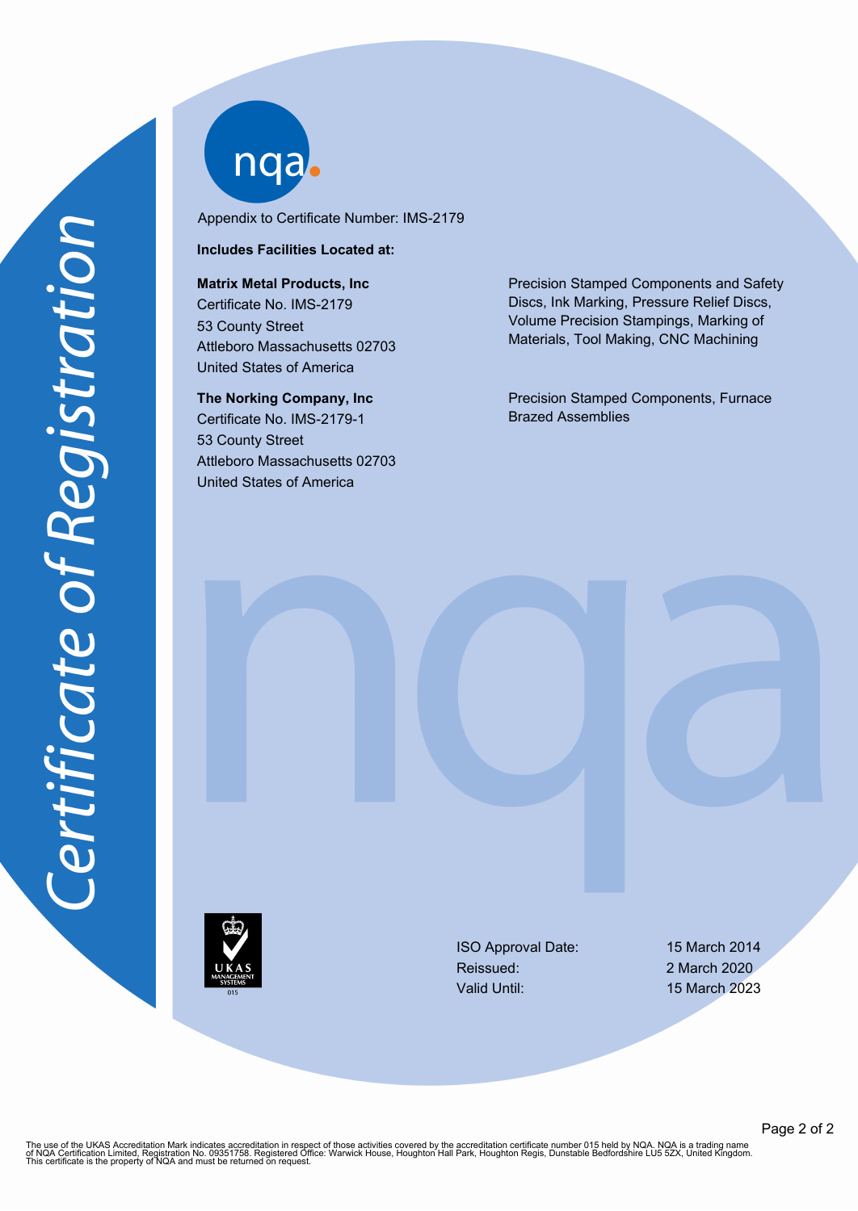Certificate of Registration

Appendix to Certificate Number: IMS-2179

**Includes Facilities Located at:**

| | |
|---|---|
| **Matrix Metal Products, Inc**<br>Certificate No. IMS-2179<br>53 County Street<br>Attleboro Massachusetts 02703<br>United States of America | Precision Stamped Components and Safety Discs, Ink Marking, Pressure Relief Discs, Volume Precision Stampings, Marking of Materials, Tool Making, CNC Machining |
| **The Norking Company, Inc**<br>Certificate No. IMS-2179-1<br>53 County Street<br>Attleboro Massachusetts 02703<br>United States of America | Precision Stamped Components, Furnace Brazed Assemblies |

UKAS MANAGEMENT SYSTEMS 015

| | |
|---|---|
| ISO Approval Date: | 15 March 2014 |
| Reissued: | 2 March 2020 |
| Valid Until: | 15 March 2023 |

The use of the UKAS Accreditation Mark indicates accreditation in respect of those activities covered by the accreditation certificate number 015 held by NQA. NQA is a trading name of NQA Certification Limited, Registration No. 09351758. Registered Office: Warwick House, Houghton Hall Park, Houghton Regis, Dunstable Bedfordshire LU5 5ZX, United Kingdom. This certificate is the property of NQA and must be returned on request.